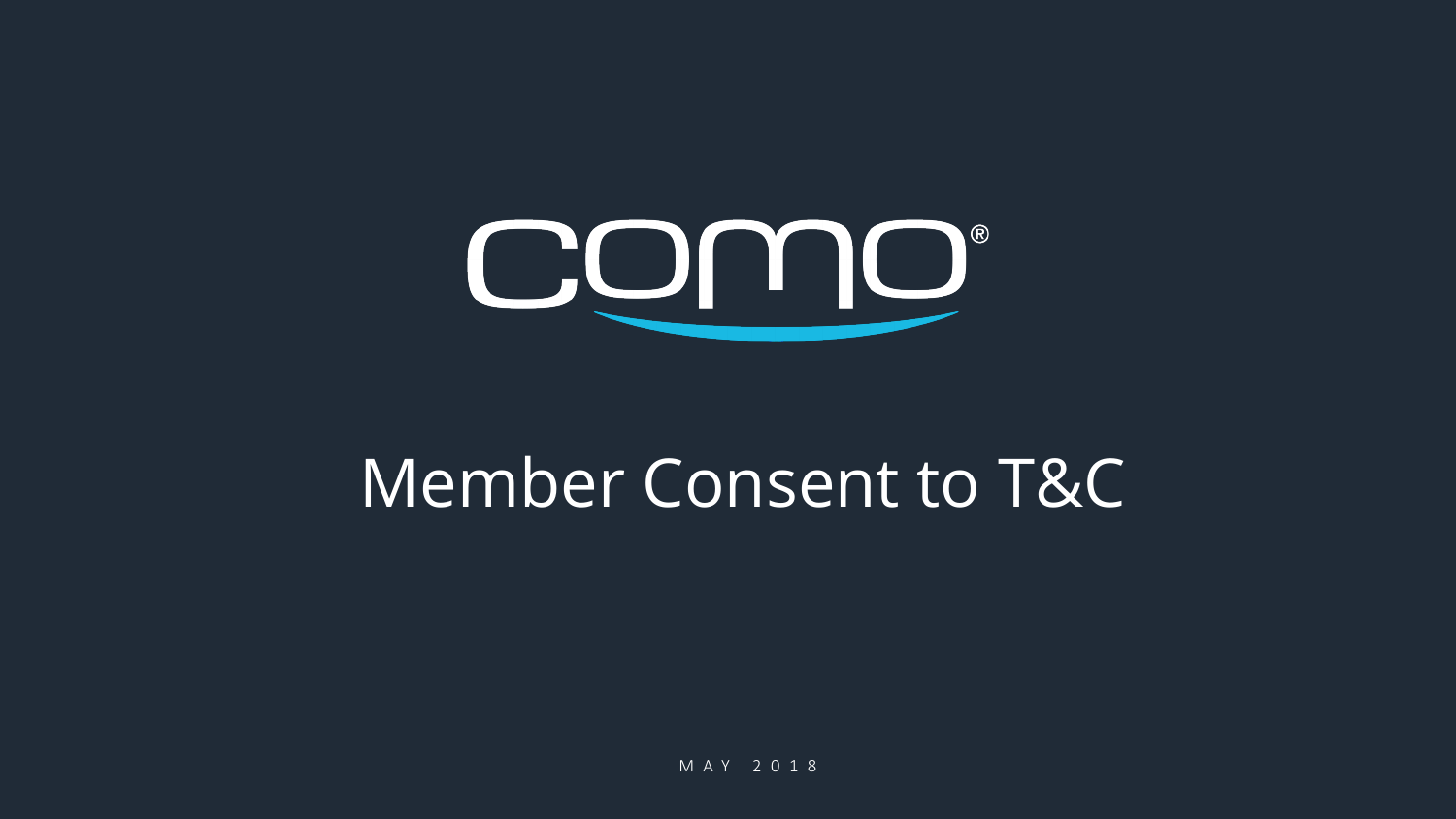como®

# Member Consent to T&C

MAY 2018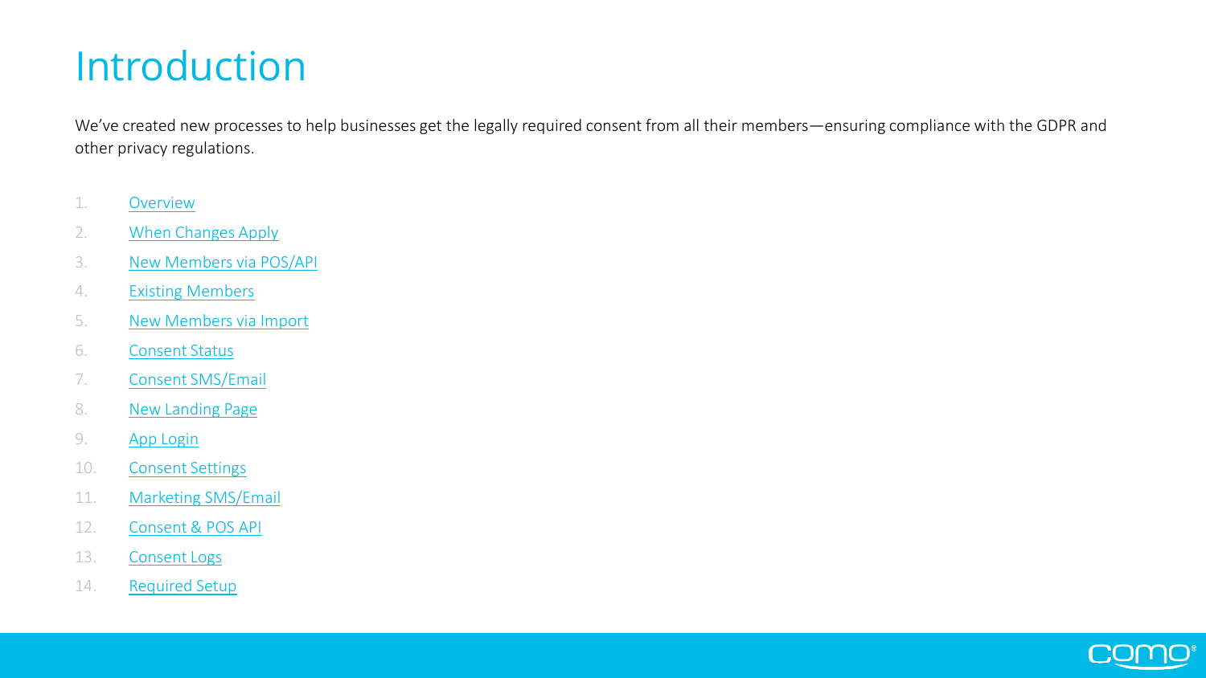# Introduction

We've created new processes to help businesses get the legally required consent from all their members—ensuring compliance with the GDPR and other privacy regulations.

1. Overview
2. When Changes Apply
3. New Members via POS/API
4. Existing Members
5. New Members via Import
6. Consent Status
7. Consent SMS/Email
8. New Landing Page
9. App Login
10. Consent Settings
11. Marketing SMS/Email
12. Consent & POS API
13. Consent Logs
14. Required Setup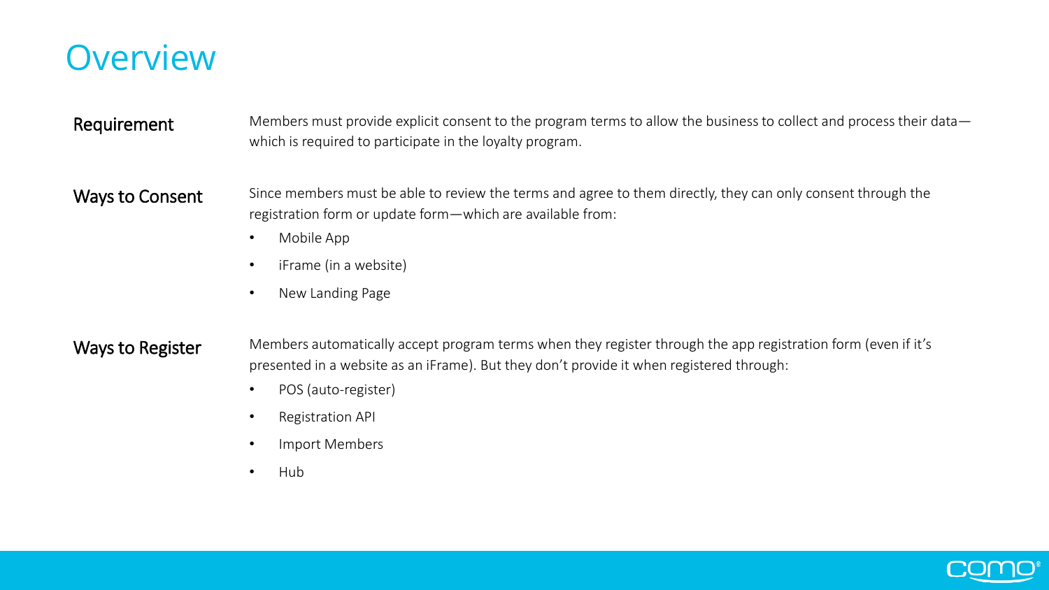# Overview

**Requirement**

Members must provide explicit consent to the program terms to allow the business to collect and process their data—which is required to participate in the loyalty program.

**Ways to Consent**

Since members must be able to review the terms and agree to them directly, they can only consent through the registration form or update form—which are available from:

- Mobile App
- iFrame (in a website)
- New Landing Page

**Ways to Register**

Members automatically accept program terms when they register through the app registration form (even if it's presented in a website as an iFrame). But they don't provide it when registered through:

- POS (auto-register)
- Registration API
- Import Members
- Hub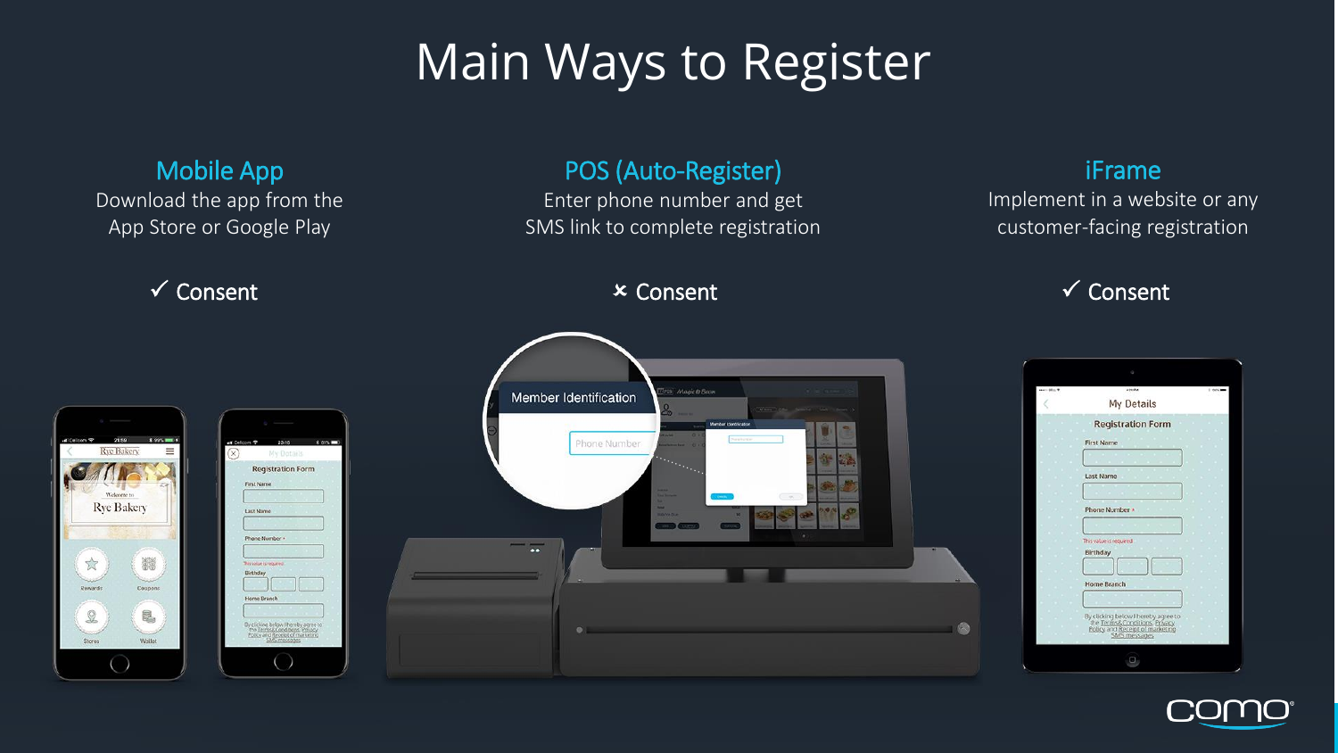# Main Ways to Register

## Mobile App

Download the app from the App Store or Google Play

✓ Consent

## POS (Auto-Register)

Enter phone number and get SMS link to complete registration

✗ Consent

## iFrame

Implement in a website or any customer-facing registration

✓ Consent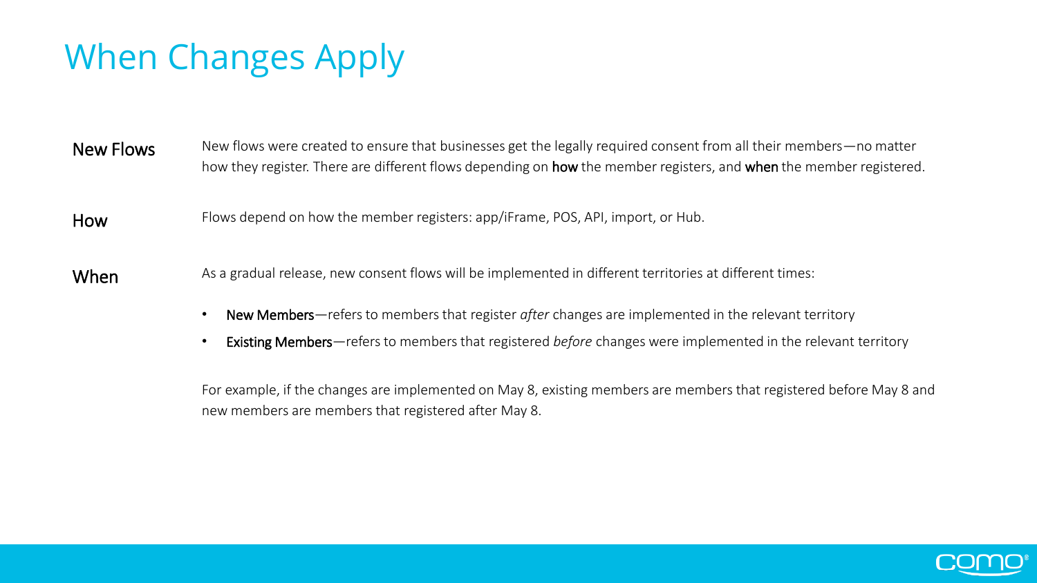# When Changes Apply

**New Flows**

New flows were created to ensure that businesses get the legally required consent from all their members—no matter how they register. There are different flows depending on **how** the member registers, and **when** the member registered.

**How**

Flows depend on how the member registers: app/iFrame, POS, API, import, or Hub.

**When**

As a gradual release, new consent flows will be implemented in different territories at different times:

- **New Members**—refers to members that register *after* changes are implemented in the relevant territory
- **Existing Members**—refers to members that registered *before* changes were implemented in the relevant territory

For example, if the changes are implemented on May 8, existing members are members that registered before May 8 and new members are members that registered after May 8.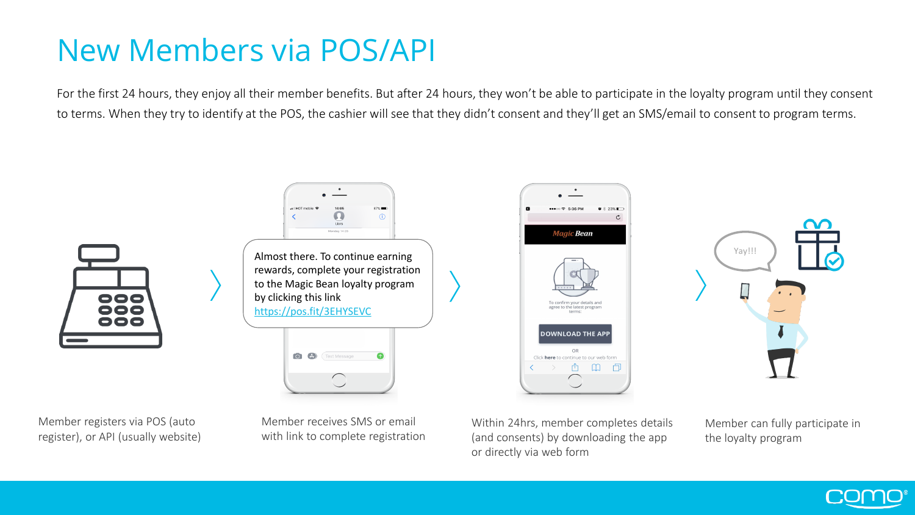# New Members via POS/API

For the first 24 hours, they enjoy all their member benefits. But after 24 hours, they won't be able to participate in the loyalty program until they consent to terms. When they try to identify at the POS, the cashier will see that they didn't consent and they'll get an SMS/email to consent to program terms.

Almost there. To continue earning rewards, complete your registration to the Magic Bean loyalty program by clicking this link https://pos.fit/3EHYSEVC

Member registers via POS (auto register), or API (usually website)

Member receives SMS or email with link to complete registration

Within 24hrs, member completes details (and consents) by downloading the app or directly via web form

Member can fully participate in the loyalty program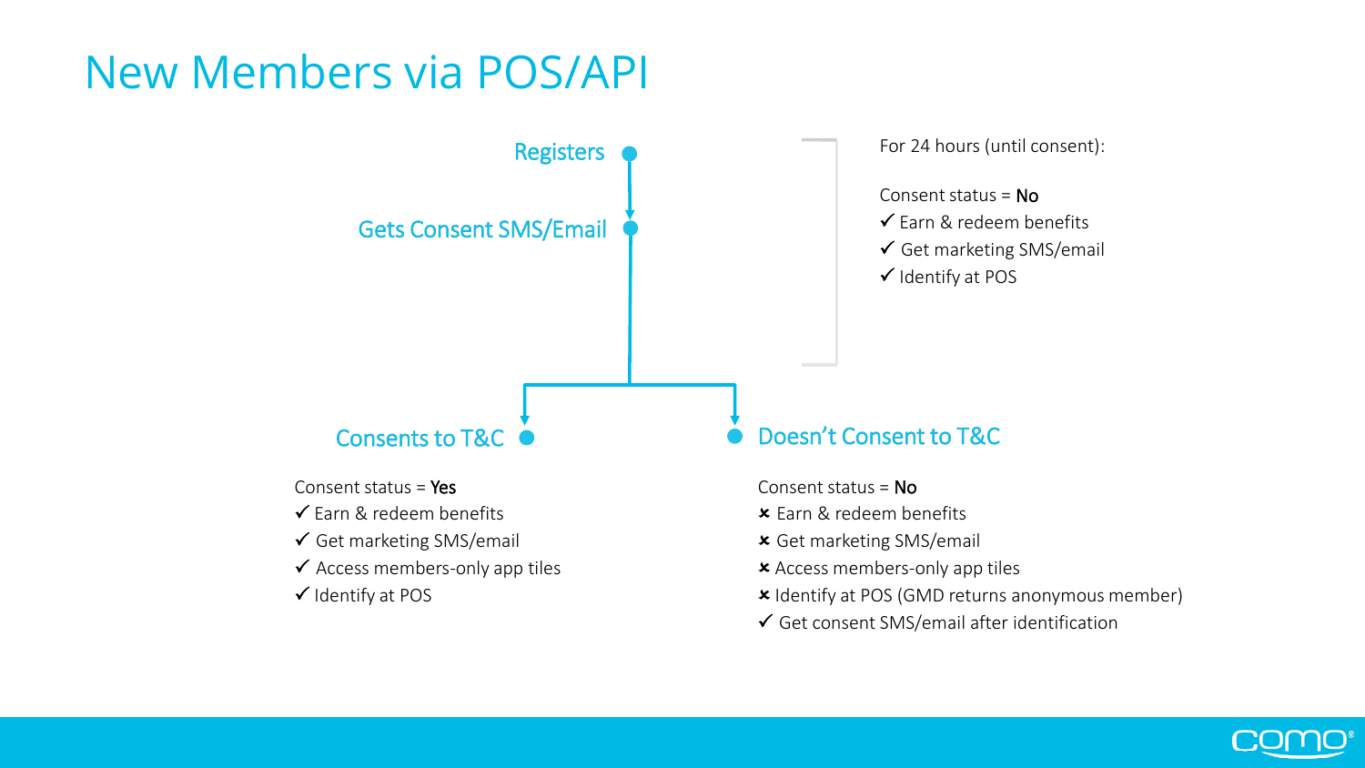# New Members via POS/API

**Registers**

↓

**Gets Consent SMS/Email**

For 24 hours (until consent):

Consent status = **No**
- ✓ Earn & redeem benefits
- ✓ Get marketing SMS/email
- ✓ Identify at POS

**Consents to T&C**

Consent status = **Yes**
- ✓ Earn & redeem benefits
- ✓ Get marketing SMS/email
- ✓ Access members-only app tiles
- ✓ Identify at POS

**Doesn't Consent to T&C**

Consent status = **No**
- ✗ Earn & redeem benefits
- ✗ Get marketing SMS/email
- ✗ Access members-only app tiles
- ✗ Identify at POS (GMD returns anonymous member)
- ✓ Get consent SMS/email after identification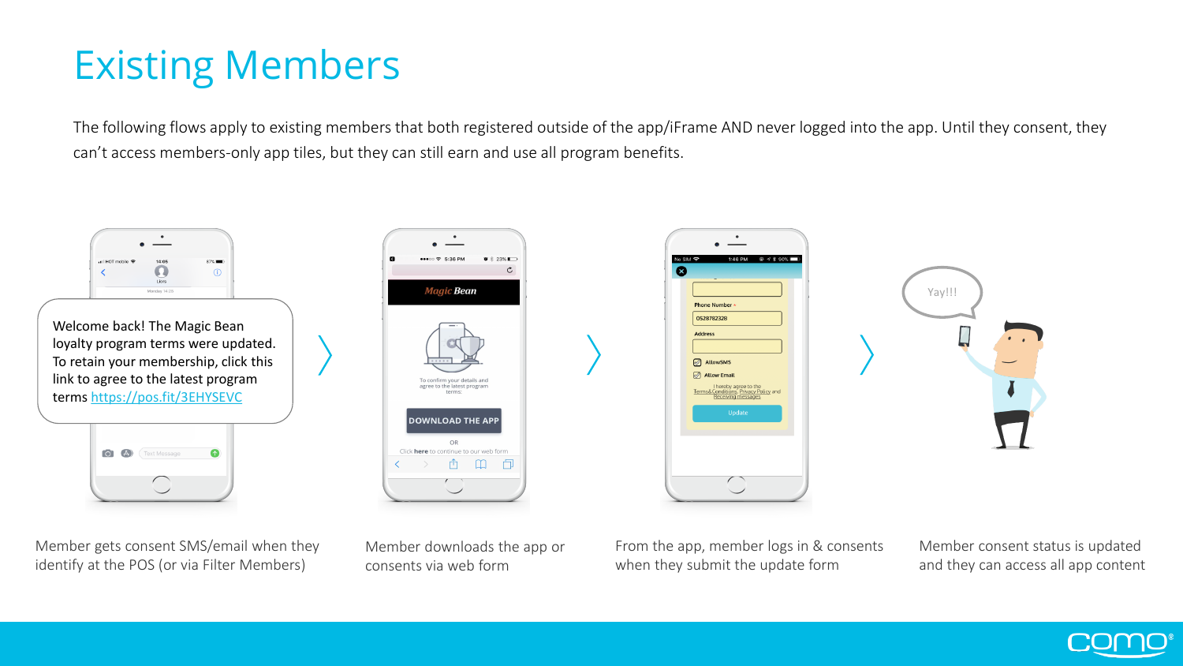# Existing Members

The following flows apply to existing members that both registered outside of the app/iFrame AND never logged into the app. Until they consent, they can't access members-only app tiles, but they can still earn and use all program benefits.

Welcome back! The Magic Bean loyalty program terms were updated. To retain your membership, click this link to agree to the latest program terms https://pos.fit/3EHYSEVC

Member gets consent SMS/email when they identify at the POS (or via Filter Members)

Member downloads the app or consents via web form

From the app, member logs in & consents when they submit the update form

Member consent status is updated and they can access all app content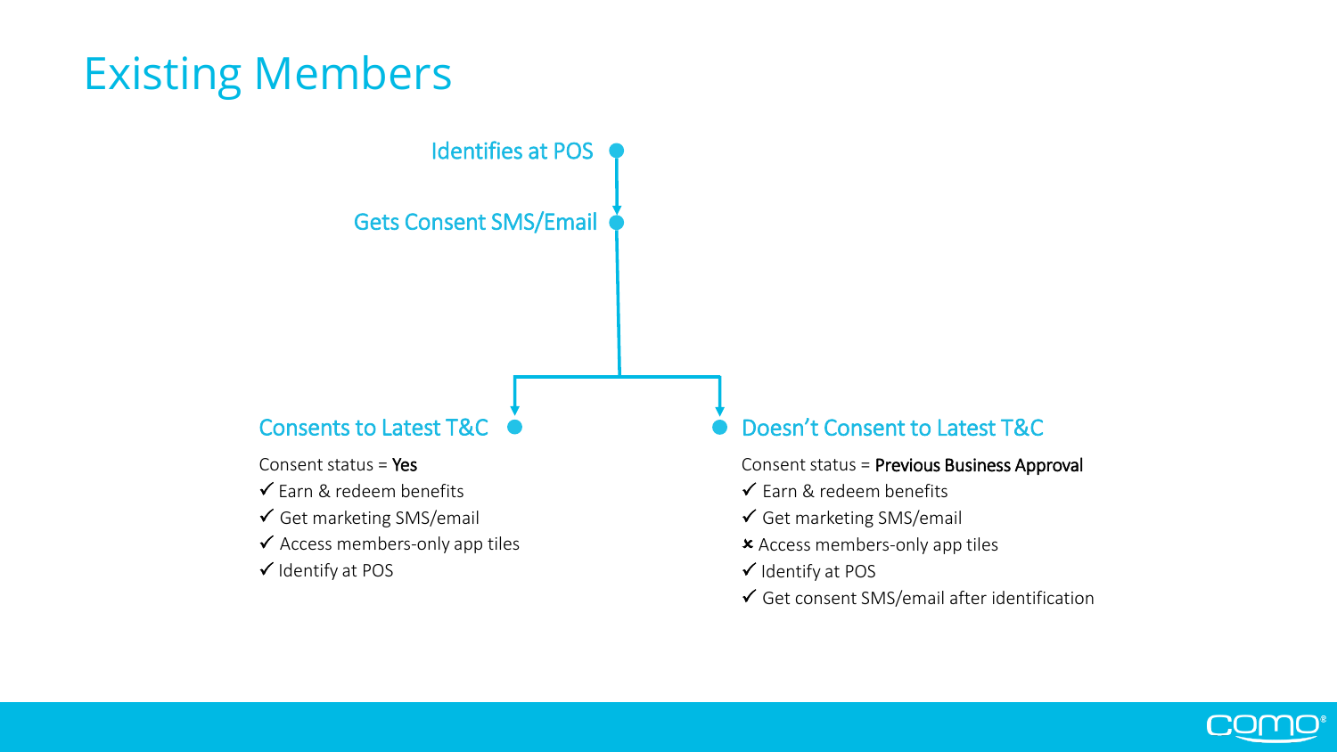# Existing Members

Identifies at POS

Gets Consent SMS/Email

### Consents to Latest T&C

Consent status = **Yes**

- ✓ Earn & redeem benefits
- ✓ Get marketing SMS/email
- ✓ Access members-only app tiles
- ✓ Identify at POS

### Doesn't Consent to Latest T&C

Consent status = **Previous Business Approval**

- ✓ Earn & redeem benefits
- ✓ Get marketing SMS/email
- ✗ Access members-only app tiles
- ✓ Identify at POS
- ✓ Get consent SMS/email after identification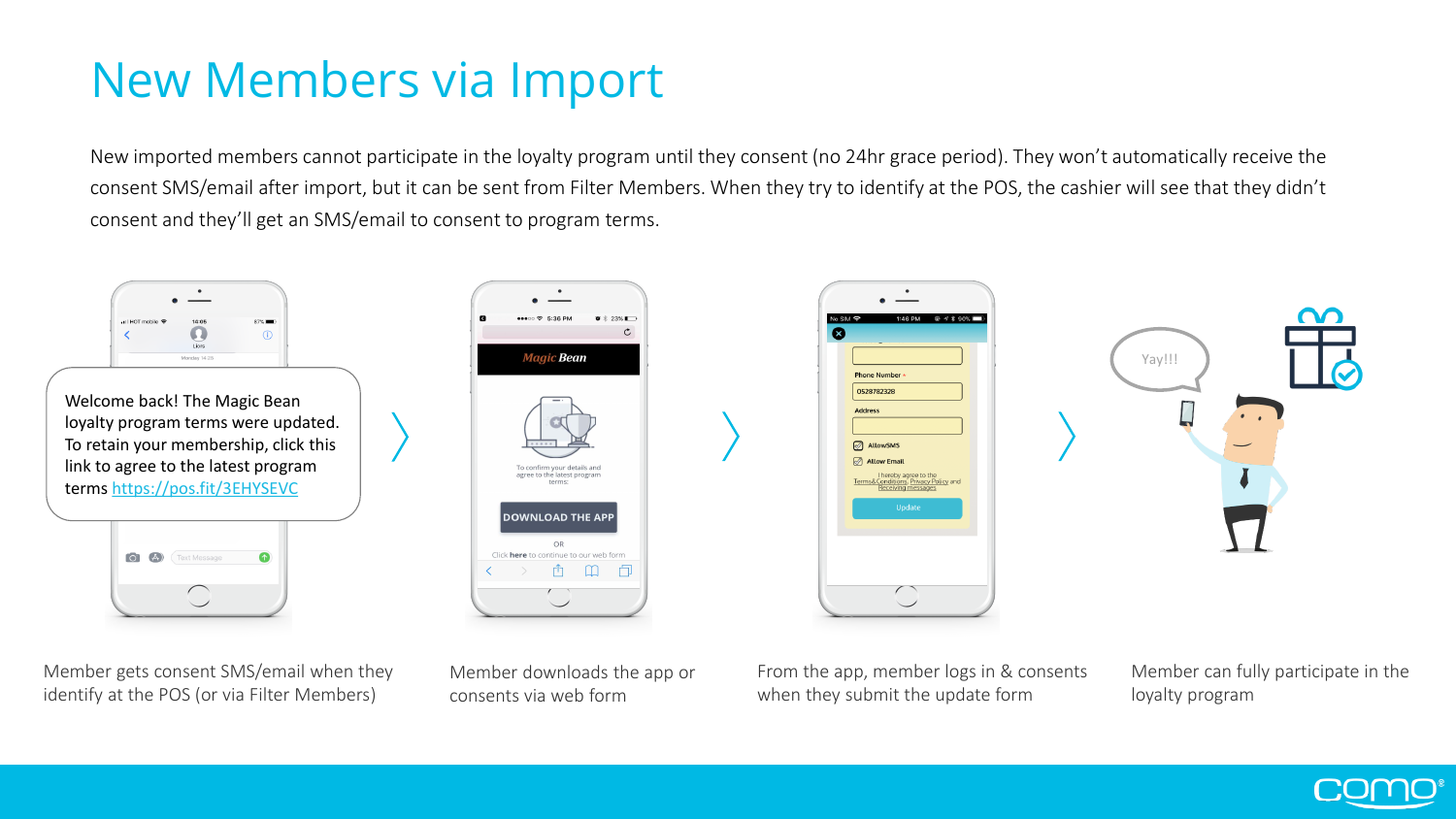# New Members via Import

New imported members cannot participate in the loyalty program until they consent (no 24hr grace period). They won't automatically receive the consent SMS/email after import, but it can be sent from Filter Members. When they try to identify at the POS, the cashier will see that they didn't consent and they'll get an SMS/email to consent to program terms.

Welcome back! The Magic Bean loyalty program terms were updated. To retain your membership, click this link to agree to the latest program terms https://pos.fit/3EHYSEVC

Member gets consent SMS/email when they identify at the POS (or via Filter Members)

Member downloads the app or consents via web form

From the app, member logs in & consents when they submit the update form

Member can fully participate in the loyalty program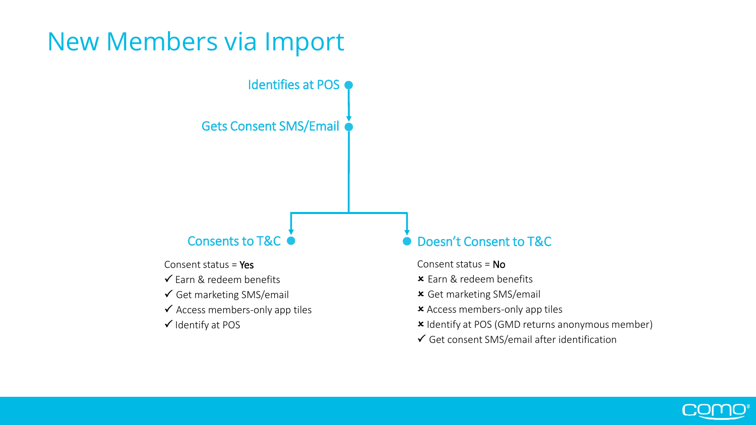# New Members via Import

Identifies at POS

↓

Gets Consent SMS/Email

↓

**Consents to T&C**

Consent status = **Yes**

- ✓ Earn & redeem benefits
- ✓ Get marketing SMS/email
- ✓ Access members-only app tiles
- ✓ Identify at POS

**Doesn't Consent to T&C**

Consent status = **No**

- ✗ Earn & redeem benefits
- ✗ Get marketing SMS/email
- ✗ Access members-only app tiles
- ✗ Identify at POS (GMD returns anonymous member)
- ✓ Get consent SMS/email after identification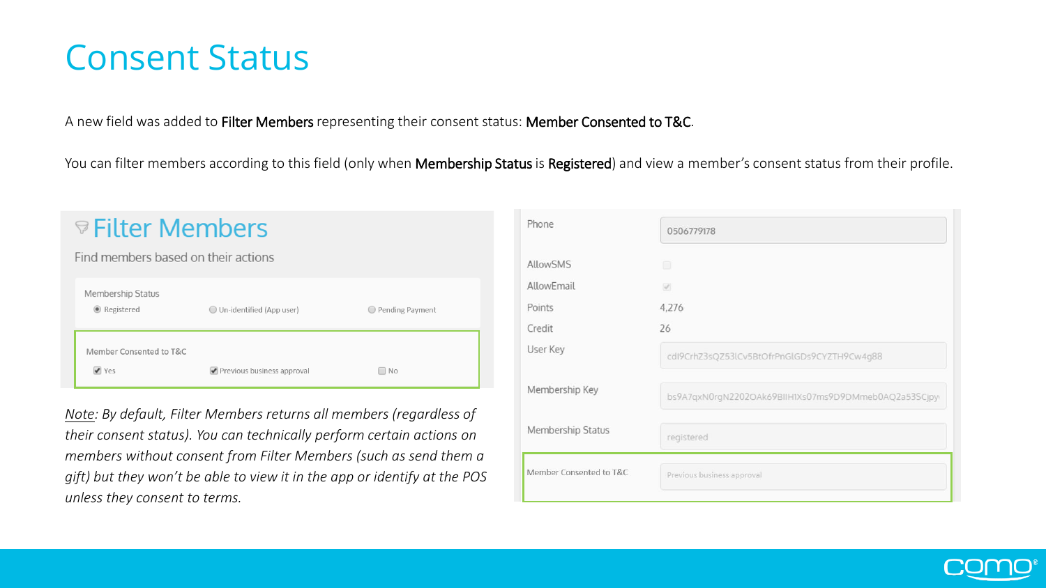# Consent Status

A new field was added to **Filter Members** representing their consent status: **Member Consented to T&C**.

You can filter members according to this field (only when **Membership Status** is **Registered**) and view a member's consent status from their profile.

## Filter Members

Find members based on their actions

Membership Status

- (•) Registered
- ( ) Un-identified (App user)
- ( ) Pending Payment

Member Consented to T&C

- [x] Yes
- [x] Previous business approval
- [ ] No

*Note: By default, Filter Members returns all members (regardless of their consent status). You can technically perform certain actions on members without consent from Filter Members (such as send them a gift) but they won't be able to view it in the app or identify at the POS unless they consent to terms.*

| Field | Value |
| --- | --- |
| Phone | 0506779178 |
| AllowSMS | [ ] |
| AllowEmail | [x] |
| Points | 4,276 |
| Credit | 26 |
| User Key | cdI9CrhZ3sQZ53lCv5BtOfrPnGIGDs9CYZTH9Cw4g88 |
| Membership Key | bs9A7qxN0rgN2202OAk69BIlH1Xs07ms9D9DMmeb0AQ2a53SCjpy |
| Membership Status | registered |
| Member Consented to T&C | Previous business approval |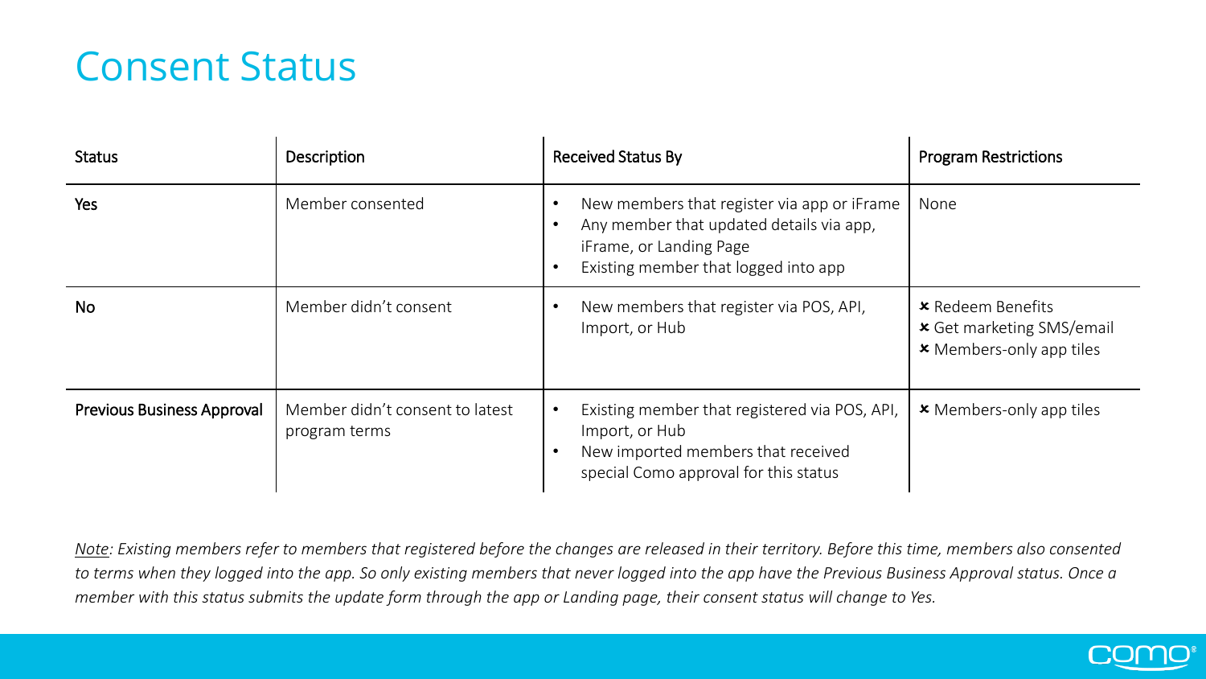# Consent Status

| Status | Description | Received Status By | Program Restrictions |
| --- | --- | --- | --- |
| **Yes** | Member consented | • New members that register via app or iFrame<br>• Any member that updated details via app, iFrame, or Landing Page<br>• Existing member that logged into app | None |
| **No** | Member didn't consent | • New members that register via POS, API, Import, or Hub | ✖ Redeem Benefits<br>✖ Get marketing SMS/email<br>✖ Members-only app tiles |
| **Previous Business Approval** | Member didn't consent to latest program terms | • Existing member that registered via POS, API, Import, or Hub<br>• New imported members that received special Como approval for this status | ✖ Members-only app tiles |

*Note: Existing members refer to members that registered before the changes are released in their territory. Before this time, members also consented to terms when they logged into the app. So only existing members that never logged into the app have the Previous Business Approval status. Once a member with this status submits the update form through the app or Landing page, their consent status will change to Yes.*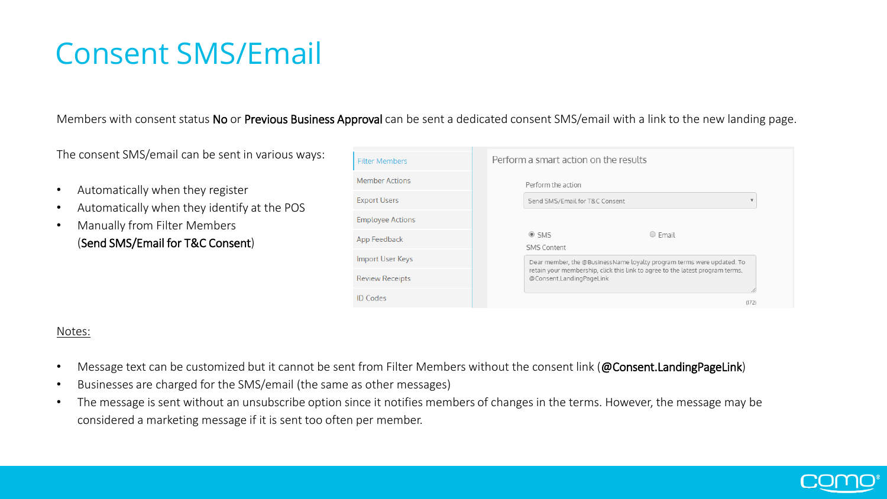# Consent SMS/Email

Members with consent status **No** or **Previous Business Approval** can be sent a dedicated consent SMS/email with a link to the new landing page.

The consent SMS/email can be sent in various ways:

- Automatically when they register
- Automatically when they identify at the POS
- Manually from Filter Members (**Send SMS/Email for T&C Consent**)

Filter Members
Member Actions
Export Users
Employee Actions
App Feedback
Import User Keys
Review Receipts
ID Codes

Perform a smart action on the results

Perform the action

Send SMS/Email for T&C Consent

SMS Email

SMS Content

Dear member, the @BusinessName loyalty program terms were updated. To retain your membership, click this link to agree to the latest program terms. @Consent.LandingPageLink

(172)

Notes:

- Message text can be customized but it cannot be sent from Filter Members without the consent link (**@Consent.LandingPageLink**)
- Businesses are charged for the SMS/email (the same as other messages)
- The message is sent without an unsubscribe option since it notifies members of changes in the terms. However, the message may be considered a marketing message if it is sent too often per member.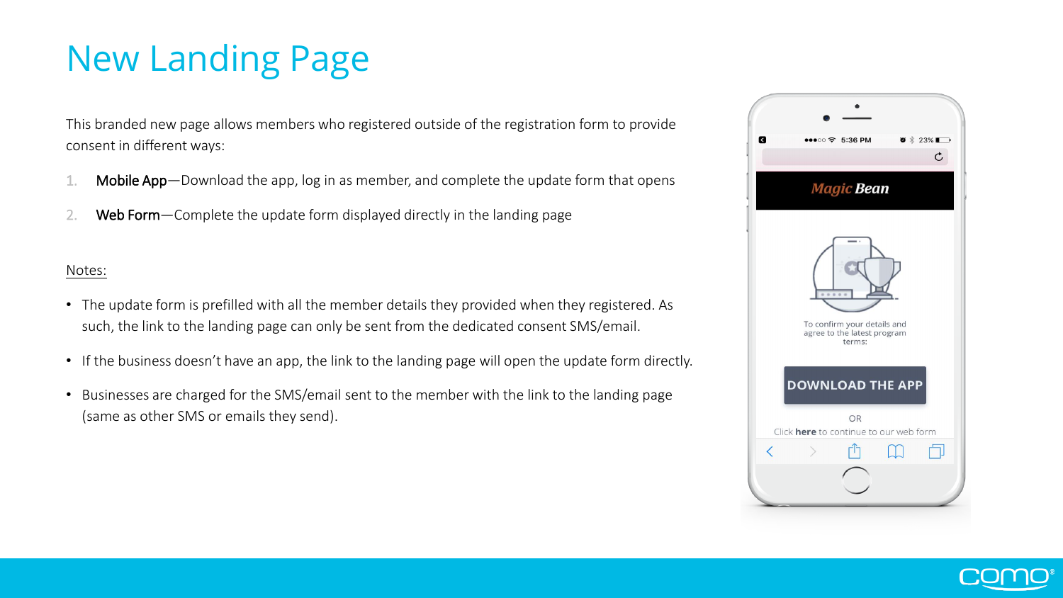# New Landing Page

This branded new page allows members who registered outside of the registration form to provide consent in different ways:

1. Mobile App—Download the app, log in as member, and complete the update form that opens
2. Web Form—Complete the update form displayed directly in the landing page

Notes:

- The update form is prefilled with all the member details they provided when they registered. As such, the link to the landing page can only be sent from the dedicated consent SMS/email.
- If the business doesn't have an app, the link to the landing page will open the update form directly.
- Businesses are charged for the SMS/email sent to the member with the link to the landing page (same as other SMS or emails they send).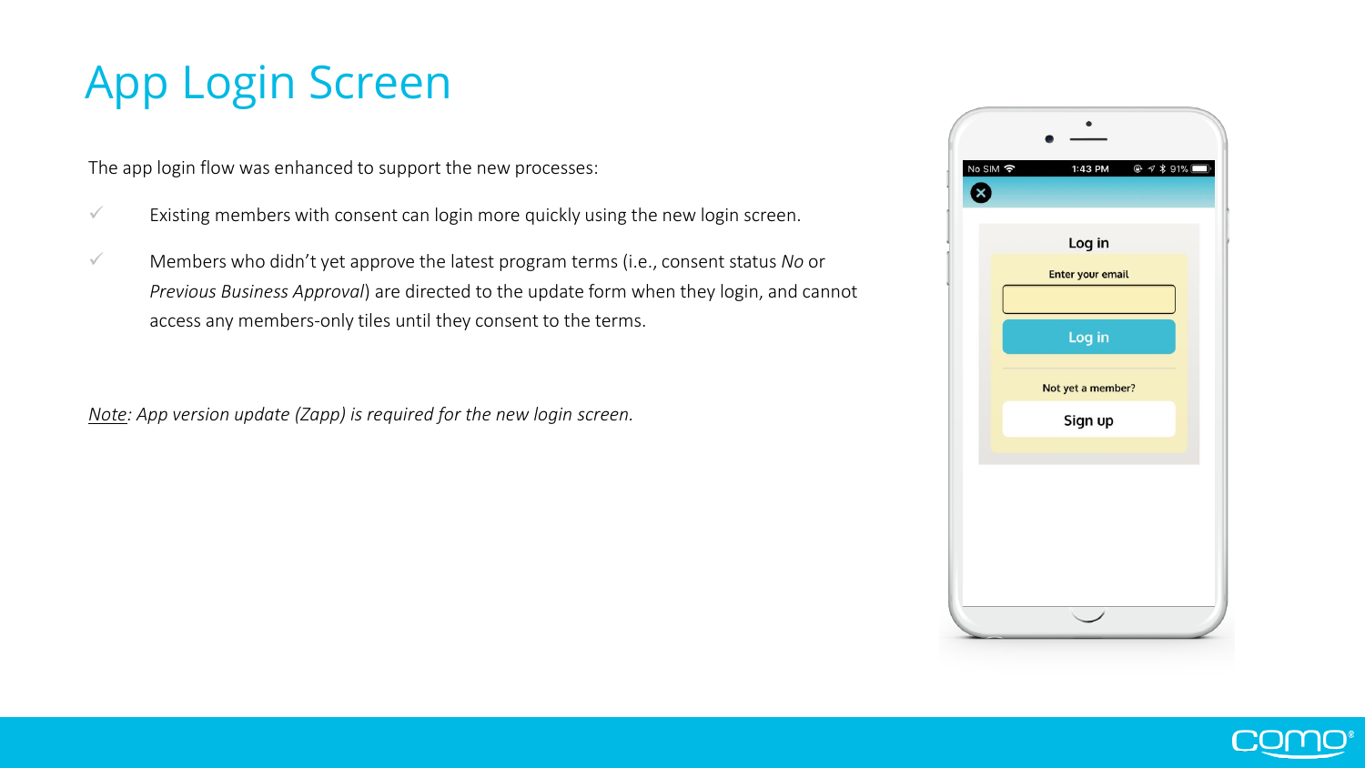# App Login Screen

The app login flow was enhanced to support the new processes:

- ✓ Existing members with consent can login more quickly using the new login screen.
- ✓ Members who didn't yet approve the latest program terms (i.e., consent status *No* or *Previous Business Approval*) are directed to the update form when they login, and cannot access any members-only tiles until they consent to the terms.

*Note: App version update (Zapp) is required for the new login screen.*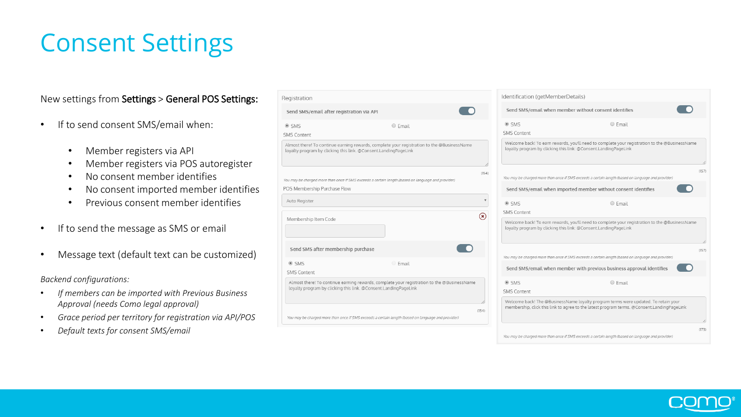# Consent Settings

New settings from **Settings** > **General POS Settings:**

- If to send consent SMS/email when:
  - Member registers via API
  - Member registers via POS autoregister
  - No consent member identifies
  - No consent imported member identifies
  - Previous consent member identifies
- If to send the message as SMS or email
- Message text (default text can be customized)

*Backend configurations:*

- *If members can be imported with Previous Business Approval (needs Como legal approval)*
- *Grace period per territory for registration via API/POS*
- *Default texts for consent SMS/email*

Registration

Send SMS/email after registration via API

SMS Email

SMS Content

Almost there! To continue earning rewards, complete your registration to the @BusinessName loyalty program by clicking this link. @Consent.LandingPageLink

(154)

You may be charged more than once if SMS exceeds a certain length (based on language and provider)

POS Membership Purchase Flow

Auto Register

Membership Item Code

Send SMS after membership purchase

SMS Email

SMS Content

Almost there! To continue earning rewards, complete your registration to the @BusinessName loyalty program by clicking this link. @Consent.LandingPageLink

(154)

You may be charged more than once if SMS exceeds a certain length (based on language and provider)

Identification (getMemberDetails)

Send SMS/email when member without consent identifies

SMS Email

SMS Content

Welcome back! To earn rewards, you'll need to complete your registration to the @BusinessName loyalty program by clicking this link: @Consent.LandingPageLink

(157)

You may be charged more than once if SMS exceeds a certain length (based on language and provider)

Send SMS/email when imported member without consent identifies

SMS Email

SMS Content

Welcome back! To earn rewards, you'll need to complete your registration to the @BusinessName loyalty program by clicking this link: @Consent.LandingPageLink

(157)

You may be charged more than once if SMS exceeds a certain length (based on language and provider)

Send SMS/email when member with previous business approval identifies

SMS Email

SMS Content

Welcome back! The @BusinessName loyalty program terms were updated. To retain your membership, click this link to agree to the latest program terms. @Consent.LandingPageLink

(173)

You may be charged more than once if SMS exceeds a certain length (based on language and provider)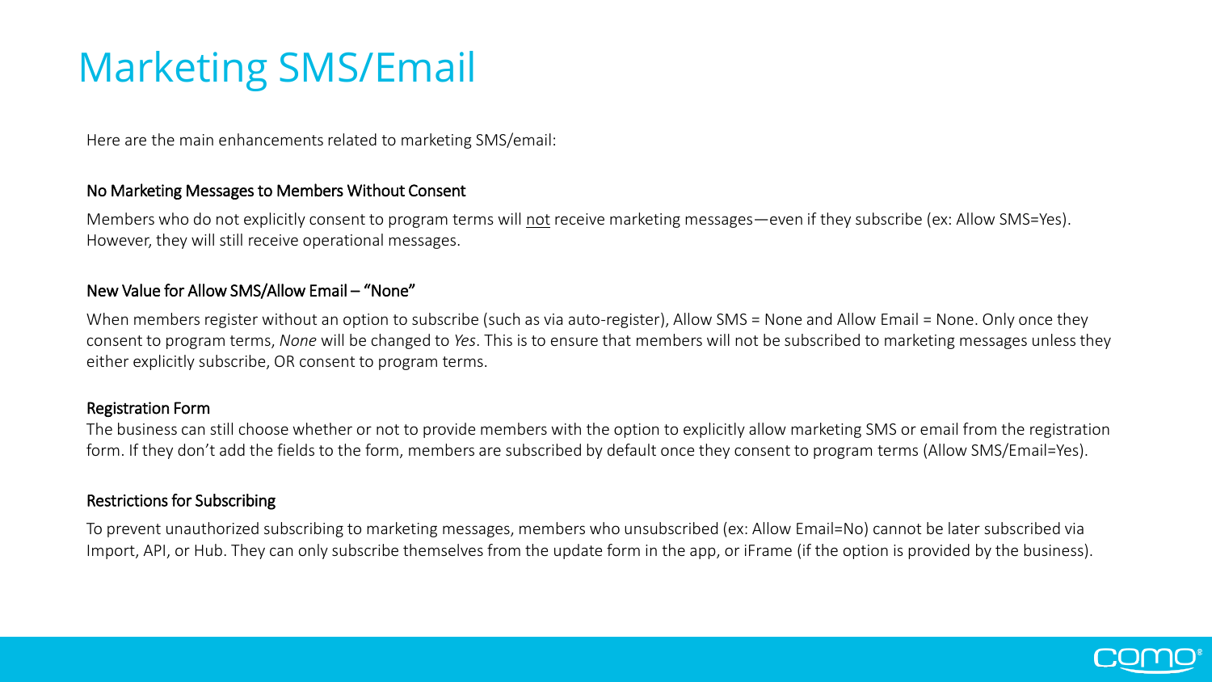# Marketing SMS/Email

Here are the main enhancements related to marketing SMS/email:

### No Marketing Messages to Members Without Consent

Members who do not explicitly consent to program terms will <u>not</u> receive marketing messages—even if they subscribe (ex: Allow SMS=Yes). However, they will still receive operational messages.

### New Value for Allow SMS/Allow Email – "None"

When members register without an option to subscribe (such as via auto-register), Allow SMS = None and Allow Email = None. Only once they consent to program terms, *None* will be changed to *Yes*. This is to ensure that members will not be subscribed to marketing messages unless they either explicitly subscribe, OR consent to program terms.

### Registration Form

The business can still choose whether or not to provide members with the option to explicitly allow marketing SMS or email from the registration form. If they don't add the fields to the form, members are subscribed by default once they consent to program terms (Allow SMS/Email=Yes).

### Restrictions for Subscribing

To prevent unauthorized subscribing to marketing messages, members who unsubscribed (ex: Allow Email=No) cannot be later subscribed via Import, API, or Hub. They can only subscribe themselves from the update form in the app, or iFrame (if the option is provided by the business).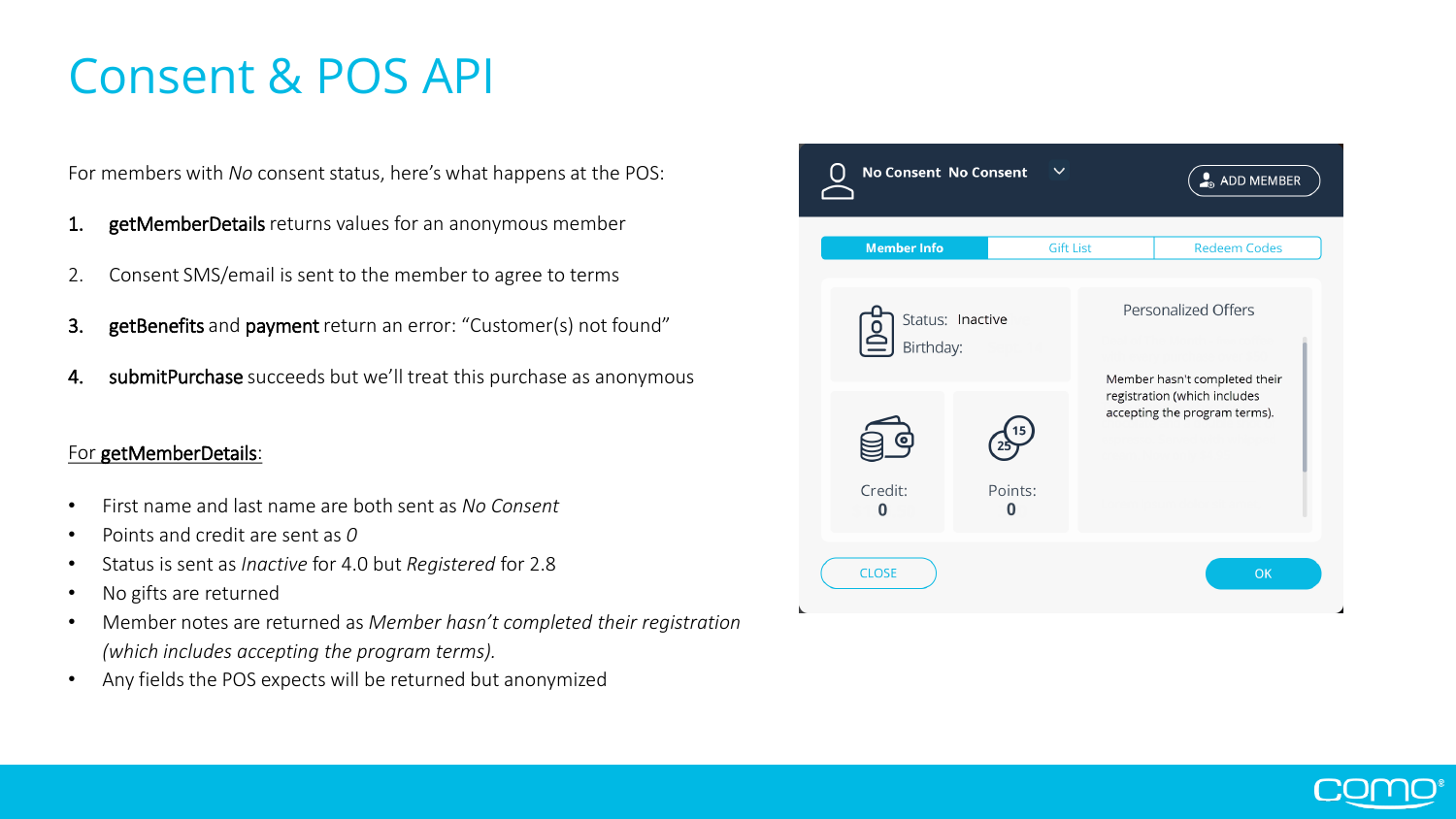# Consent & POS API

For members with *No* consent status, here's what happens at the POS:

1. **getMemberDetails** returns values for an anonymous member
2. Consent SMS/email is sent to the member to agree to terms
3. **getBenefits** and **payment** return an error: "Customer(s) not found"
4. **submitPurchase** succeeds but we'll treat this purchase as anonymous

For **getMemberDetails**:

- First name and last name are both sent as *No Consent*
- Points and credit are sent as *0*
- Status is sent as *Inactive* for 4.0 but *Registered* for 2.8
- No gifts are returned
- Member notes are returned as *Member hasn't completed their registration (which includes accepting the program terms).*
- Any fields the POS expects will be returned but anonymized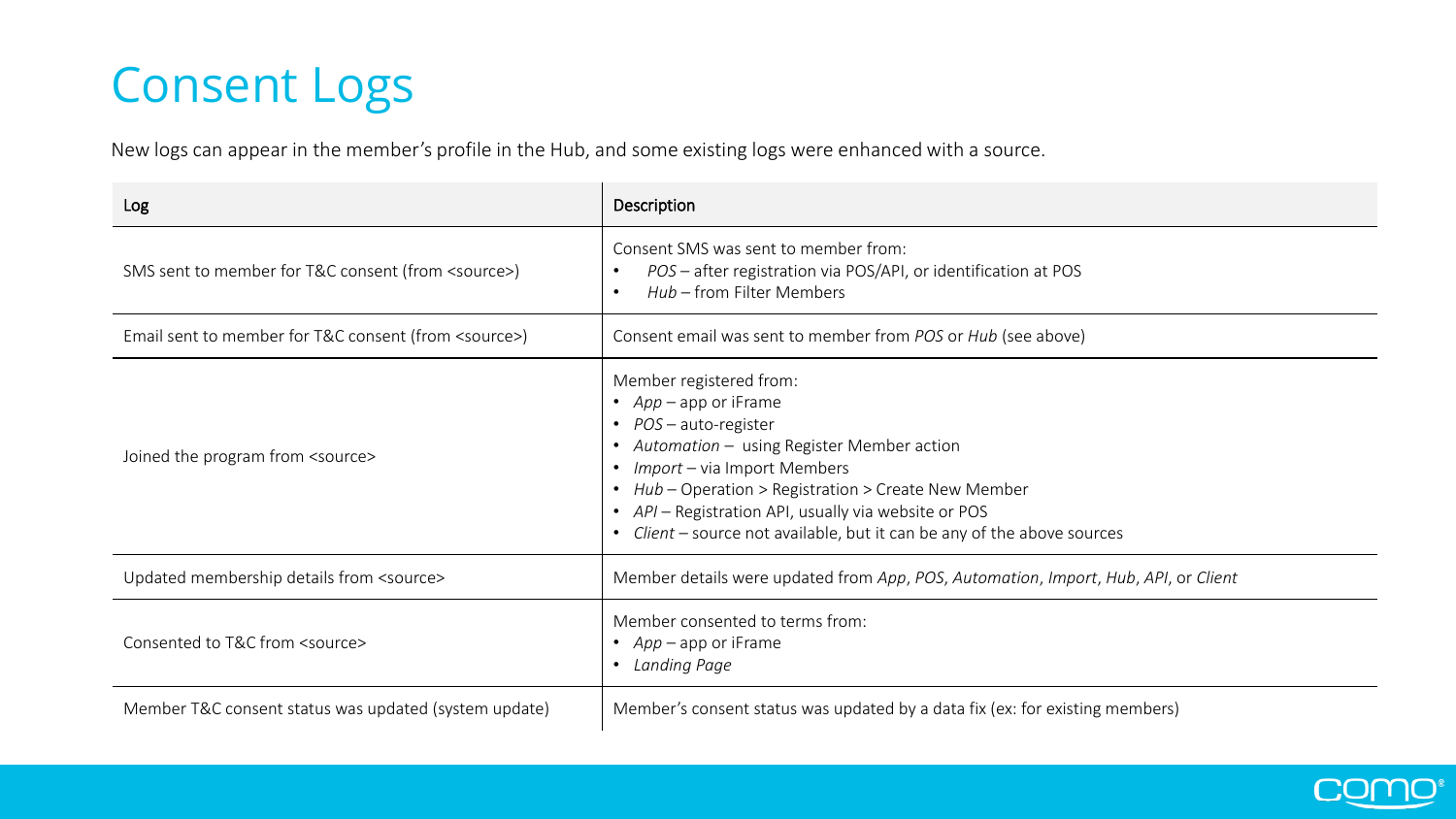# Consent Logs

New logs can appear in the member's profile in the Hub, and some existing logs were enhanced with a source.

| Log | Description |
| --- | --- |
| SMS sent to member for T&C consent (from <source>) | Consent SMS was sent to member from:<br>• *POS* – after registration via POS/API, or identification at POS<br>• *Hub* – from Filter Members |
| Email sent to member for T&C consent (from <source>) | Consent email was sent to member from *POS* or *Hub* (see above) |
| Joined the program from <source> | Member registered from:<br>• *App* – app or iFrame<br>• *POS* – auto-register<br>• *Automation* – using Register Member action<br>• *Import* – via Import Members<br>• *Hub* – Operation > Registration > Create New Member<br>• *API* – Registration API, usually via website or POS<br>• *Client* – source not available, but it can be any of the above sources |
| Updated membership details from <source> | Member details were updated from *App*, *POS*, *Automation*, *Import*, *Hub*, *API*, or *Client* |
| Consented to T&C from <source> | Member consented to terms from:<br>• *App* – app or iFrame<br>• *Landing Page* |
| Member T&C consent status was updated (system update) | Member's consent status was updated by a data fix (ex: for existing members) |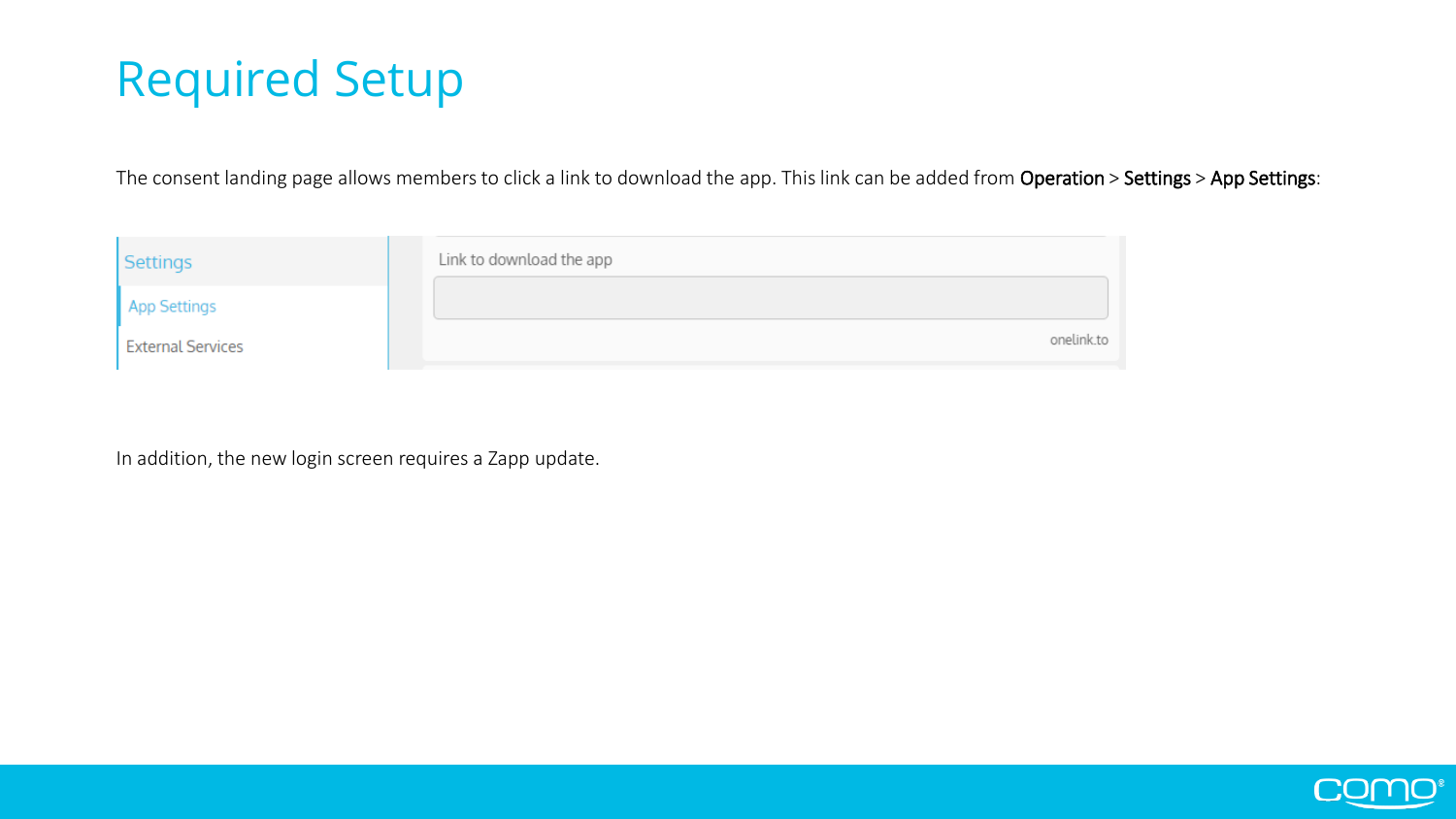# Required Setup

The consent landing page allows members to click a link to download the app. This link can be added from **Operation** > **Settings** > **App Settings**:

Settings

App Settings

External Services

Link to download the app

onelink.to

In addition, the new login screen requires a Zapp update.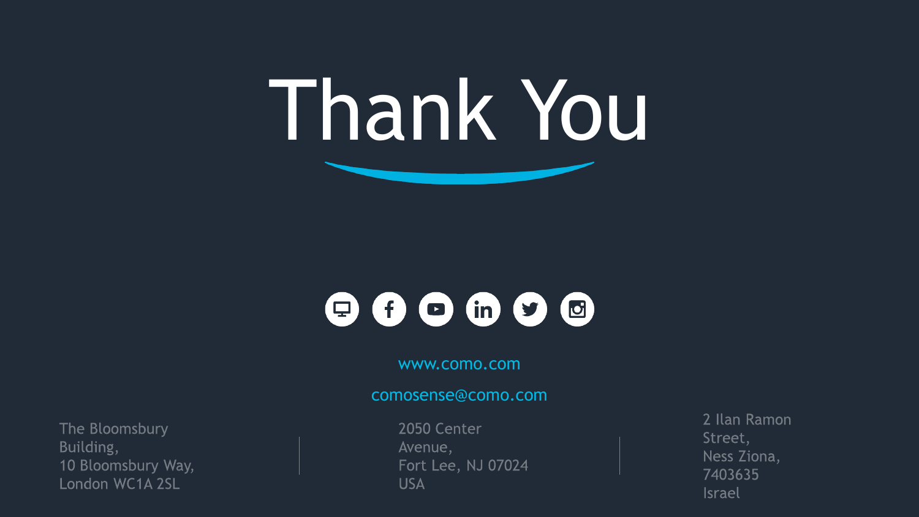# Thank You

www.como.com

comosense@como.com

The Bloomsbury Building,
10 Bloomsbury Way,
London WC1A 2SL

2050 Center Avenue,
Fort Lee, NJ 07024
USA

2 Ilan Ramon Street,
Ness Ziona,
7403635
Israel